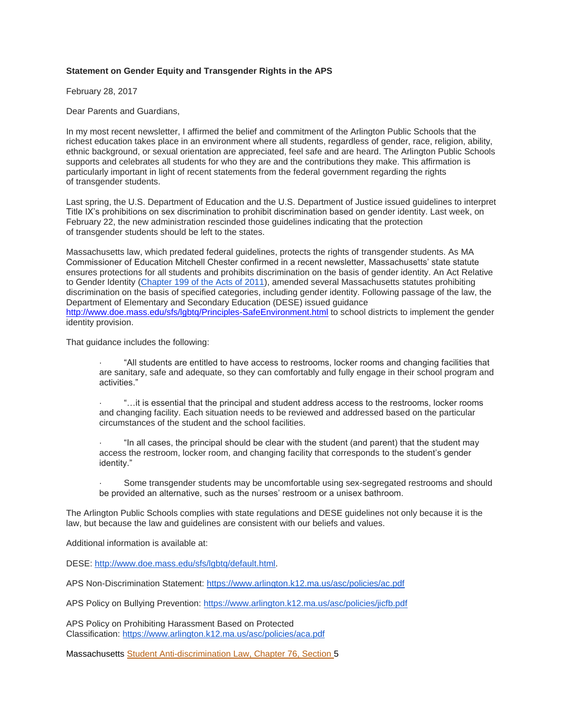**Statement on Gender Equity and Transgender Rights in the APS**

February 28, 2017

Dear Parents and Guardians,

In my most recent newsletter, I affirmed the belief and commitment of the Arlington Public Schools that the richest education takes place in an environment where all students, regardless of gender, race, religion, ability, ethnic background, or sexual orientation are appreciated, feel safe and are heard. The Arlington Public Schools supports and celebrates all students for who they are and the contributions they make. This affirmation is particularly important in light of recent statements from the federal government regarding the rights of transgender students.

Last spring, the U.S. Department of Education and the U.S. Department of Justice issued guidelines to interpret Title IX's prohibitions on sex discrimination to prohibit discrimination based on gender identity. Last week, on February 22, the new administration rescinded those guidelines indicating that the protection of transgender students should be left to the states.

Massachusetts law, which predated federal guidelines, protects the rights of transgender students. As MA Commissioner of Education Mitchell Chester confirmed in a recent newsletter, Massachusetts' state statute ensures protections for all students and prohibits discrimination on the basis of gender identity. An Act Relative to Gender Identity (Chapter 199 of the Acts of 2011), amended several Massachusetts statutes prohibiting discrimination on the basis of specified categories, including gender identity. Following passage of the law, the Department of Elementary and Secondary Education (DESE) issued guidance http://www.doe.mass.edu/sfs/lgbtq/Principles-SafeEnvironment.html to school districts to implement the gender identity provision.

That guidance includes the following:

- "All students are entitled to have access to restrooms, locker rooms and changing facilities that are sanitary, safe and adequate, so they can comfortably and fully engage in their school program and activities."
- "…it is essential that the principal and student address access to the restrooms, locker rooms and changing facility. Each situation needs to be reviewed and addressed based on the particular circumstances of the student and the school facilities.
- "In all cases, the principal should be clear with the student (and parent) that the student may access the restroom, locker room, and changing facility that corresponds to the student's gender identity."
- Some transgender students may be uncomfortable using sex-segregated restrooms and should be provided an alternative, such as the nurses' restroom or a unisex bathroom.

The Arlington Public Schools complies with state regulations and DESE guidelines not only because it is the law, but because the law and guidelines are consistent with our beliefs and values.

Additional information is available at:

DESE: http://www.doe.mass.edu/sfs/lgbtq/default.html.

APS Non-Discrimination Statement: https://www.arlington.k12.ma.us/asc/policies/ac.pdf

APS Policy on Bullying Prevention: https://www.arlington.k12.ma.us/asc/policies/jicfb.pdf

APS Policy on Prohibiting Harassment Based on Protected Classification: https://www.arlington.k12.ma.us/asc/policies/aca.pdf

Massachusetts Student Anti-discrimination Law, Chapter 76, Section 5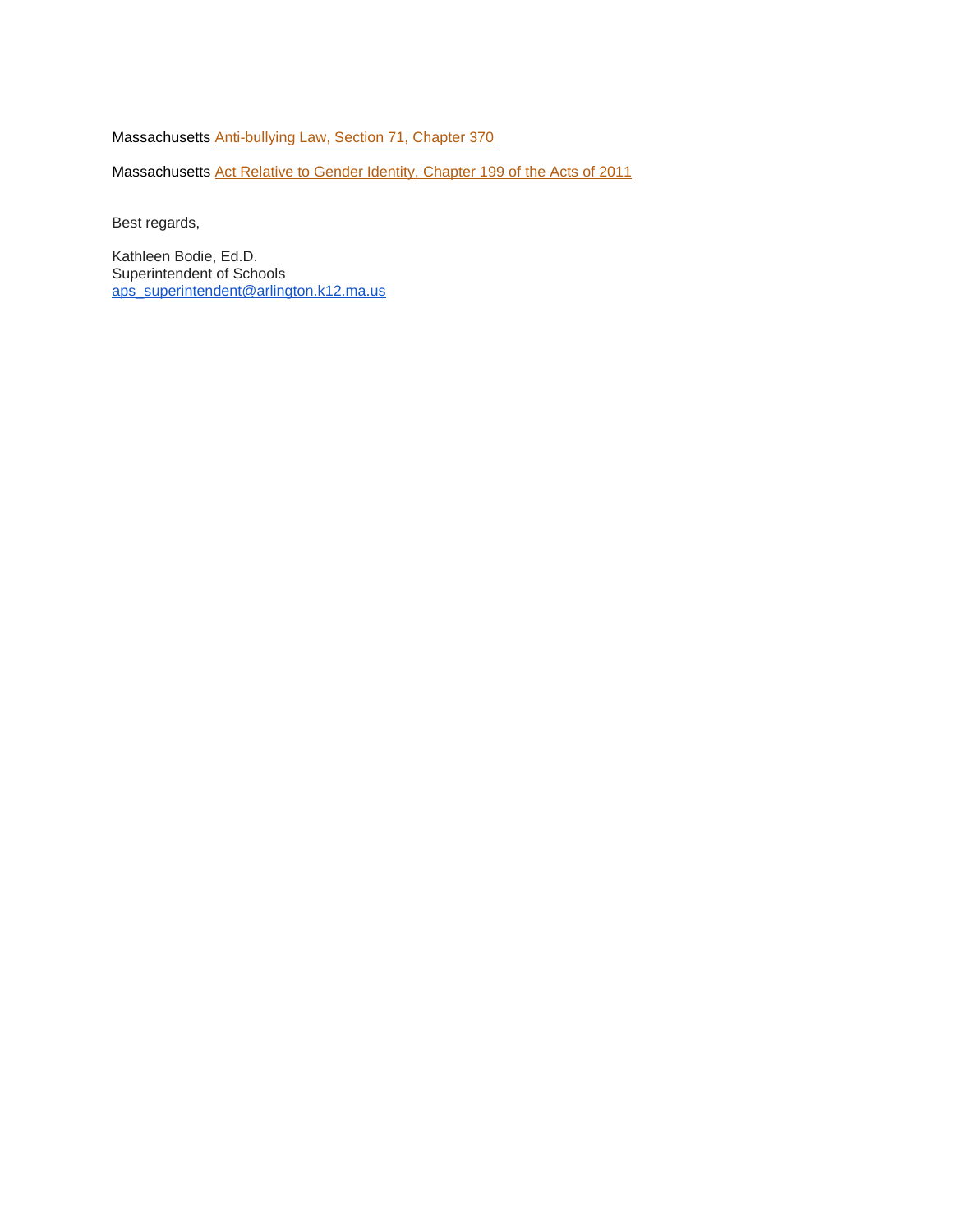Massachusetts Anti-bullying Law, Section 71, Chapter 370

Massachusetts Act Relative to Gender Identity, Chapter 199 of the Acts of 2011

Best regards,

Kathleen Bodie, Ed.D.
Superintendent of Schools
aps_superintendent@arlington.k12.ma.us